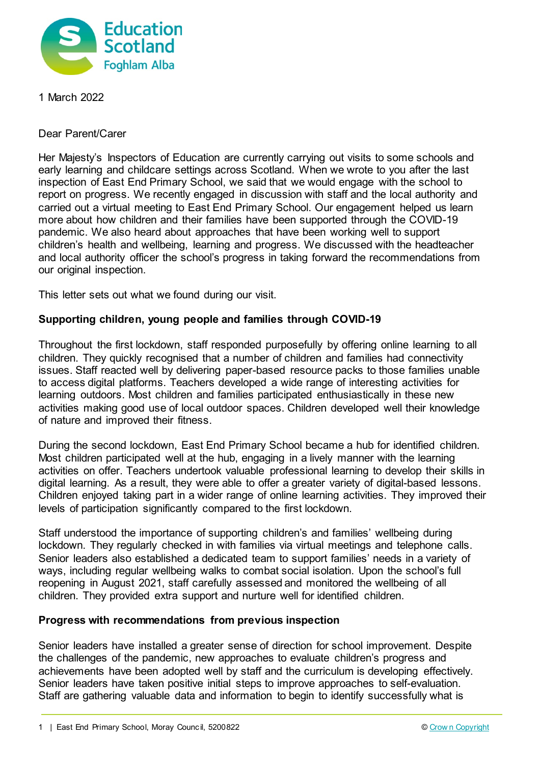1 March 2022

Dear Parent/Carer

Her Majesty's Inspectors of Education are currently carrying out visits to some schools and early learning and childcare settings across Scotland. When we wrote to you after the last inspection of East End Primary School, we said that we would engage with the school to report on progress. We recently engaged in discussion with staff and the local authority and carried out a virtual meeting to East End Primary School. Our engagement helped us learn more about how children and their families have been supported through the COVID-19 pandemic. We also heard about approaches that have been working well to support children's health and wellbeing, learning and progress. We discussed with the headteacher and local authority officer the school's progress in taking forward the recommendations from our original inspection.

This letter sets out what we found during our visit.

**Supporting children, young people and families through COVID-19**

Throughout the first lockdown, staff responded purposefully by offering online learning to all children. They quickly recognised that a number of children and families had connectivity issues. Staff reacted well by delivering paper-based resource packs to those families unable to access digital platforms. Teachers developed a wide range of interesting activities for learning outdoors. Most children and families participated enthusiastically in these new activities making good use of local outdoor spaces. Children developed well their knowledge of nature and improved their fitness.

During the second lockdown, East End Primary School became a hub for identified children. Most children participated well at the hub, engaging in a lively manner with the learning activities on offer. Teachers undertook valuable professional learning to develop their skills in digital learning. As a result, they were able to offer a greater variety of digital-based lessons. Children enjoyed taking part in a wider range of online learning activities. They improved their levels of participation significantly compared to the first lockdown.

Staff understood the importance of supporting children's and families' wellbeing during lockdown. They regularly checked in with families via virtual meetings and telephone calls. Senior leaders also established a dedicated team to support families' needs in a variety of ways, including regular wellbeing walks to combat social isolation. Upon the school's full reopening in August 2021, staff carefully assessed and monitored the wellbeing of all children. They provided extra support and nurture well for identified children.

**Progress with recommendations from previous inspection**

Senior leaders have installed a greater sense of direction for school improvement. Despite the challenges of the pandemic, new approaches to evaluate children's progress and achievements have been adopted well by staff and the curriculum is developing effectively. Senior leaders have taken positive initial steps to improve approaches to self-evaluation. Staff are gathering valuable data and information to begin to identify successfully what is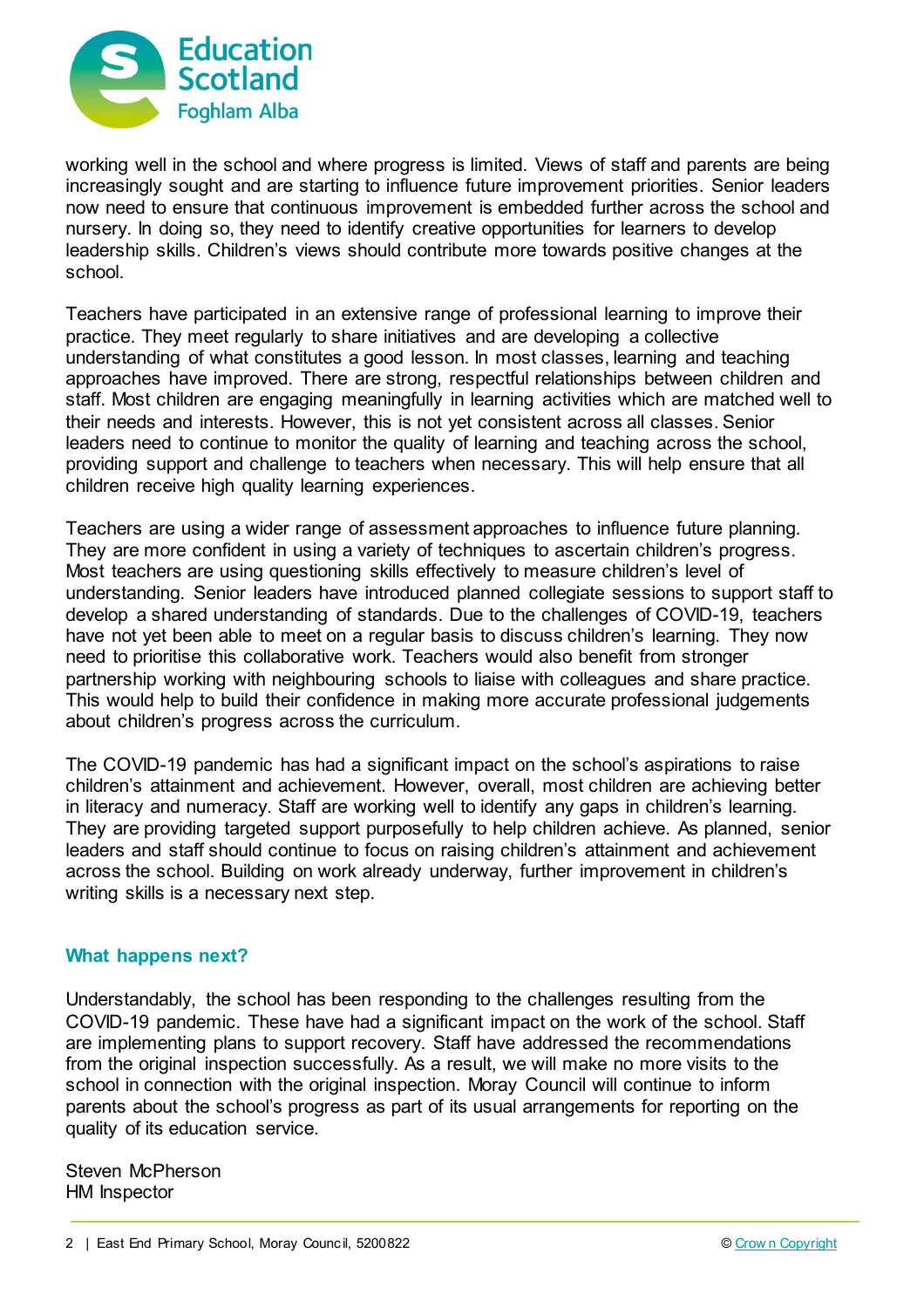working well in the school and where progress is limited. Views of staff and parents are being increasingly sought and are starting to influence future improvement priorities. Senior leaders now need to ensure that continuous improvement is embedded further across the school and nursery. In doing so, they need to identify creative opportunities for learners to develop leadership skills. Children's views should contribute more towards positive changes at the school.

Teachers have participated in an extensive range of professional learning to improve their practice. They meet regularly to share initiatives and are developing a collective understanding of what constitutes a good lesson. In most classes, learning and teaching approaches have improved. There are strong, respectful relationships between children and staff. Most children are engaging meaningfully in learning activities which are matched well to their needs and interests. However, this is not yet consistent across all classes. Senior leaders need to continue to monitor the quality of learning and teaching across the school, providing support and challenge to teachers when necessary. This will help ensure that all children receive high quality learning experiences.

Teachers are using a wider range of assessment approaches to influence future planning. They are more confident in using a variety of techniques to ascertain children's progress. Most teachers are using questioning skills effectively to measure children's level of understanding. Senior leaders have introduced planned collegiate sessions to support staff to develop a shared understanding of standards. Due to the challenges of COVID-19, teachers have not yet been able to meet on a regular basis to discuss children's learning. They now need to prioritise this collaborative work. Teachers would also benefit from stronger partnership working with neighbouring schools to liaise with colleagues and share practice. This would help to build their confidence in making more accurate professional judgements about children's progress across the curriculum.

The COVID-19 pandemic has had a significant impact on the school's aspirations to raise children's attainment and achievement. However, overall, most children are achieving better in literacy and numeracy. Staff are working well to identify any gaps in children's learning. They are providing targeted support purposefully to help children achieve. As planned, senior leaders and staff should continue to focus on raising children's attainment and achievement across the school. Building on work already underway, further improvement in children's writing skills is a necessary next step.

## What happens next?

Understandably, the school has been responding to the challenges resulting from the COVID-19 pandemic. These have had a significant impact on the work of the school. Staff are implementing plans to support recovery. Staff have addressed the recommendations from the original inspection successfully. As a result, we will make no more visits to the school in connection with the original inspection. Moray Council will continue to inform parents about the school's progress as part of its usual arrangements for reporting on the quality of its education service.

Steven McPherson
HM Inspector